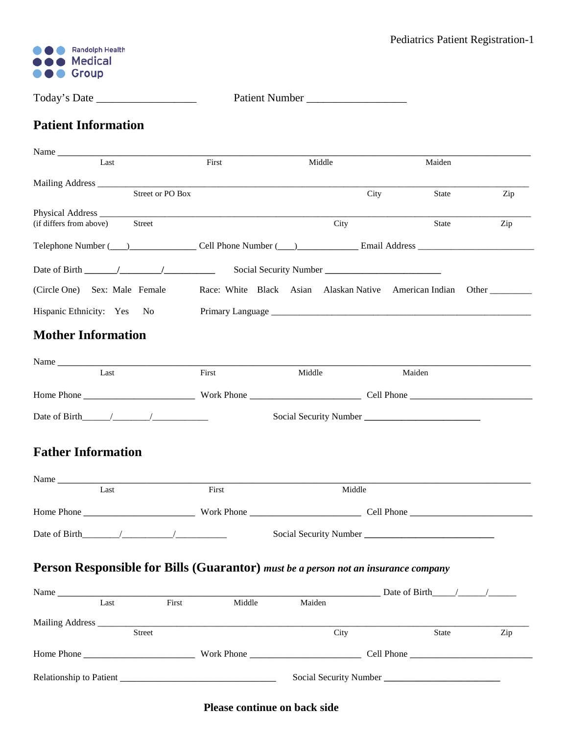Pediatrics Patient Registration-1

Randolph Health
Medical
Group

Today's Date ___________________ Patient Number ___________________

## Patient Information

Name ______________________________________________________________________________
Last First Middle Maiden

Mailing Address ______________________________________________________________________
Street or PO Box City State Zip

Physical Address _____________________________________________________________________
(if differs from above) Street City State Zip

Telephone Number (\_\_\_\_)\_\_\_\_\_\_\_\_\_\_\_\_\_\_ Cell Phone Number (\_\_\_\_)\_\_\_\_\_\_\_\_\_\_\_\_\_ Email Address _________________________

Date of Birth \_\_\_\_\_\_\_/\_\_\_\_\_\_\_\_\_/\_\_\_\_\_\_\_\_\_\_\_ Social Security Number _________________________

(Circle One) Sex: Male Female Race: White Black Asian Alaskan Native American Indian Other _________

Hispanic Ethnicity: Yes No Primary Language ________________________________________________

## Mother Information

Name ______________________________________________________________________________
Last First Middle Maiden

Home Phone ________________________ Work Phone ________________________ Cell Phone ___________________________

Date of Birth\_\_\_\_\_\_/\_\_\_\_\_\_\_\_/\_\_\_\_\_\_\_\_\_\_\_\_\_ Social Security Number _________________________

## Father Information

Name ______________________________________________________________________________
Last First Middle

Home Phone ________________________ Work Phone ________________________ Cell Phone ___________________________

Date of Birth\_\_\_\_\_\_\_\_/\_\_\_\_\_\_\_\_\_\_\_/\_\_\_\_\_\_\_\_\_\_\_ Social Security Number ____________________________

## Person Responsible for Bills (Guarantor) *must be a person not an insurance company*

Name _____________________________________________________________ Date of Birth\_\_\_\_\_/\_\_\_\_\_\_/\_\_\_\_\_\_
Last First Middle Maiden

Mailing Address ______________________________________________________________________
Street City State Zip

Home Phone ________________________ Work Phone ________________________ Cell Phone ___________________________

Relationship to Patient _________________________________ Social Security Number _________________________

**Please continue on back side**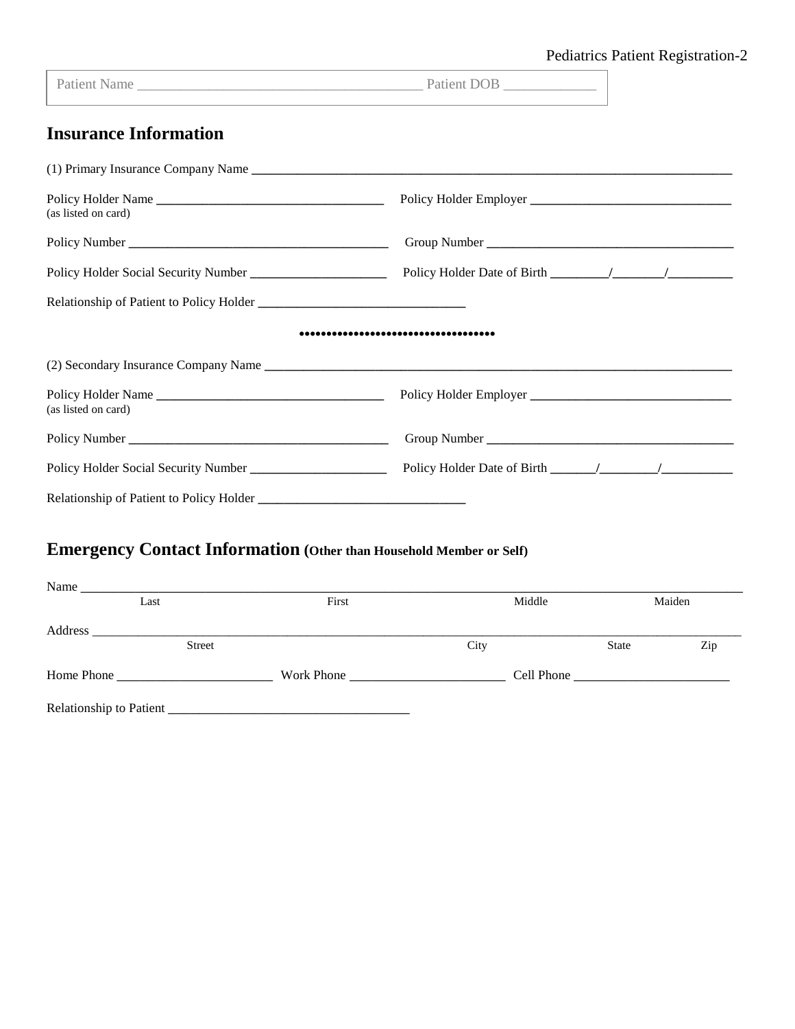Patient Name _______________________________________ Patient DOB ____________

## Insurance Information

(1) Primary Insurance Company Name ___________________________________________________________________________

Policy Holder Name ___________________________________ Policy Holder Employer ________________________________
(as listed on card)

Policy Number __________________________________________ Group Number _________________________________________

Policy Holder Social Security Number _____________________ Policy Holder Date of Birth _________/________/__________

Relationship of Patient to Policy Holder ________________________________

••••••••••••••••••••••••••••••••••

(2) Secondary Insurance Company Name _________________________________________________________________________

Policy Holder Name ___________________________________ Policy Holder Employer ________________________________
(as listed on card)

Policy Number __________________________________________ Group Number _________________________________________

Policy Holder Social Security Number _____________________ Policy Holder Date of Birth _______/_________/___________

Relationship of Patient to Policy Holder ________________________________

## Emergency Contact Information (Other than Household Member or Self)

Name ______________________________________________________________________________________________________
Last First Middle Maiden

Address ____________________________________________________________________________________________________
Street City State Zip

Home Phone ________________________ Work Phone ________________________ Cell Phone ________________________

Relationship to Patient _____________________________________